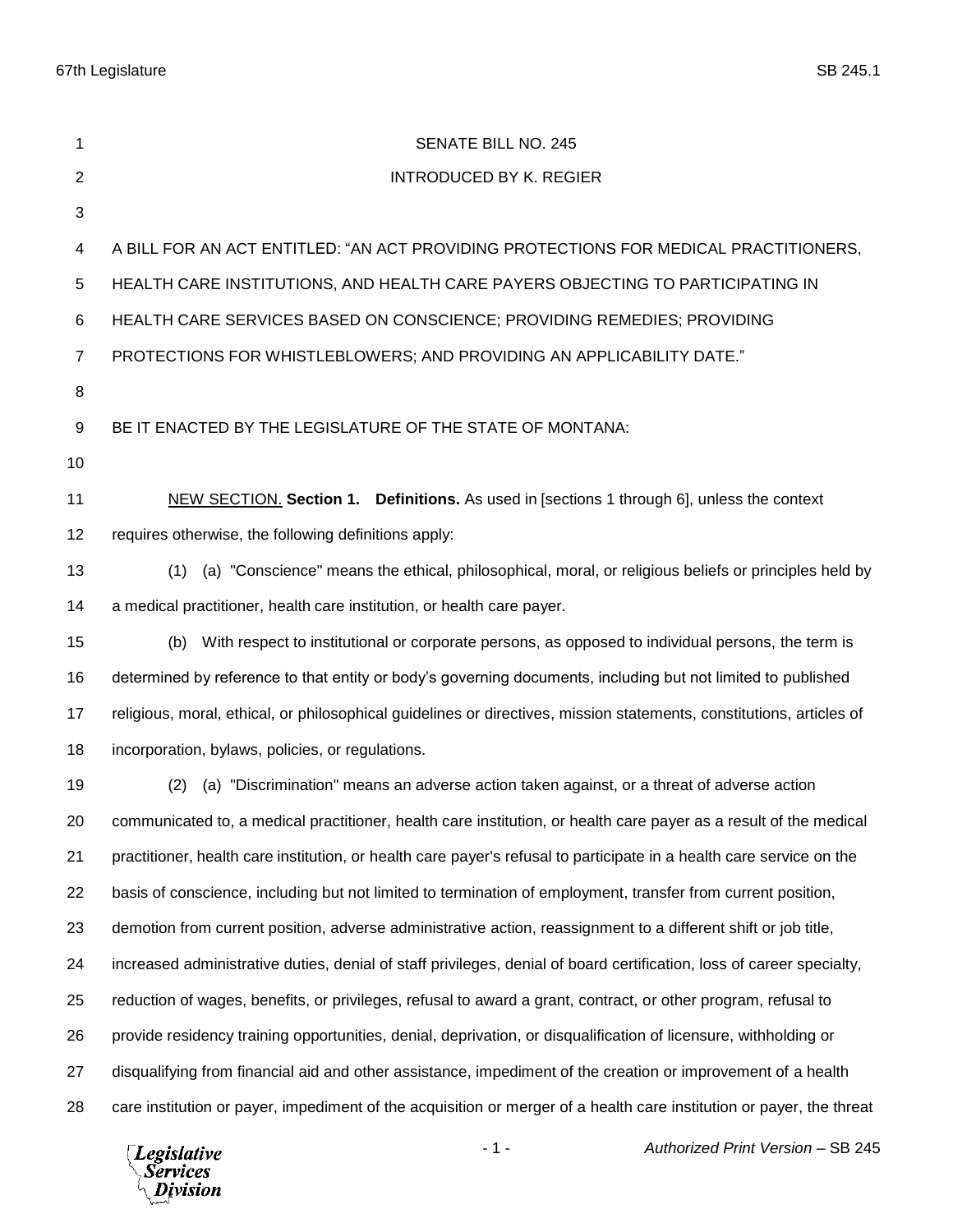SENATE BILL NO. 245

INTRODUCED BY K. REGIER

A BILL FOR AN ACT ENTITLED: "AN ACT PROVIDING PROTECTIONS FOR MEDICAL PRACTITIONERS, HEALTH CARE INSTITUTIONS, AND HEALTH CARE PAYERS OBJECTING TO PARTICIPATING IN HEALTH CARE SERVICES BASED ON CONSCIENCE; PROVIDING REMEDIES; PROVIDING PROTECTIONS FOR WHISTLEBLOWERS; AND PROVIDING AN APPLICABILITY DATE."

BE IT ENACTED BY THE LEGISLATURE OF THE STATE OF MONTANA:

NEW SECTION. **Section 1. Definitions.** As used in [sections 1 through 6], unless the context requires otherwise, the following definitions apply:

(1) (a) "Conscience" means the ethical, philosophical, moral, or religious beliefs or principles held by a medical practitioner, health care institution, or health care payer.

(b) With respect to institutional or corporate persons, as opposed to individual persons, the term is determined by reference to that entity or body's governing documents, including but not limited to published religious, moral, ethical, or philosophical guidelines or directives, mission statements, constitutions, articles of incorporation, bylaws, policies, or regulations.

(2) (a) "Discrimination" means an adverse action taken against, or a threat of adverse action communicated to, a medical practitioner, health care institution, or health care payer as a result of the medical practitioner, health care institution, or health care payer's refusal to participate in a health care service on the basis of conscience, including but not limited to termination of employment, transfer from current position, demotion from current position, adverse administrative action, reassignment to a different shift or job title, increased administrative duties, denial of staff privileges, denial of board certification, loss of career specialty, reduction of wages, benefits, or privileges, refusal to award a grant, contract, or other program, refusal to provide residency training opportunities, denial, deprivation, or disqualification of licensure, withholding or disqualifying from financial aid and other assistance, impediment of the creation or improvement of a health care institution or payer, impediment of the acquisition or merger of a health care institution or payer, the threat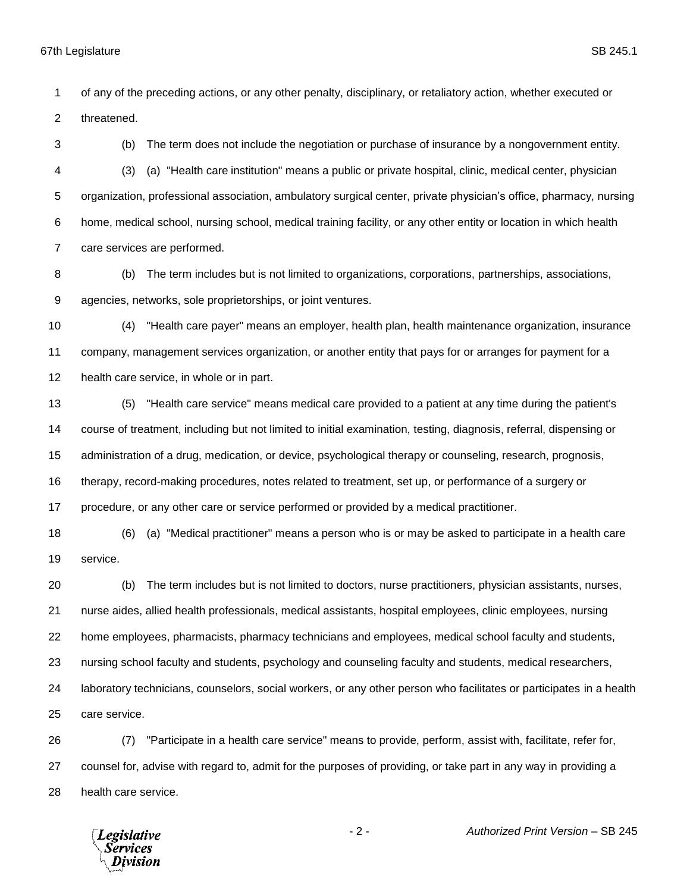of any of the preceding actions, or any other penalty, disciplinary, or retaliatory action, whether executed or threatened.

(b) The term does not include the negotiation or purchase of insurance by a nongovernment entity.

(3) (a) "Health care institution" means a public or private hospital, clinic, medical center, physician organization, professional association, ambulatory surgical center, private physician's office, pharmacy, nursing home, medical school, nursing school, medical training facility, or any other entity or location in which health care services are performed.

(b) The term includes but is not limited to organizations, corporations, partnerships, associations, agencies, networks, sole proprietorships, or joint ventures.

(4) "Health care payer" means an employer, health plan, health maintenance organization, insurance company, management services organization, or another entity that pays for or arranges for payment for a health care service, in whole or in part.

(5) "Health care service" means medical care provided to a patient at any time during the patient's course of treatment, including but not limited to initial examination, testing, diagnosis, referral, dispensing or administration of a drug, medication, or device, psychological therapy or counseling, research, prognosis, therapy, record-making procedures, notes related to treatment, set up, or performance of a surgery or procedure, or any other care or service performed or provided by a medical practitioner.

(6) (a) "Medical practitioner" means a person who is or may be asked to participate in a health care service.

(b) The term includes but is not limited to doctors, nurse practitioners, physician assistants, nurses, nurse aides, allied health professionals, medical assistants, hospital employees, clinic employees, nursing home employees, pharmacists, pharmacy technicians and employees, medical school faculty and students, nursing school faculty and students, psychology and counseling faculty and students, medical researchers, laboratory technicians, counselors, social workers, or any other person who facilitates or participates in a health care service.

(7) "Participate in a health care service" means to provide, perform, assist with, facilitate, refer for, counsel for, advise with regard to, admit for the purposes of providing, or take part in any way in providing a health care service.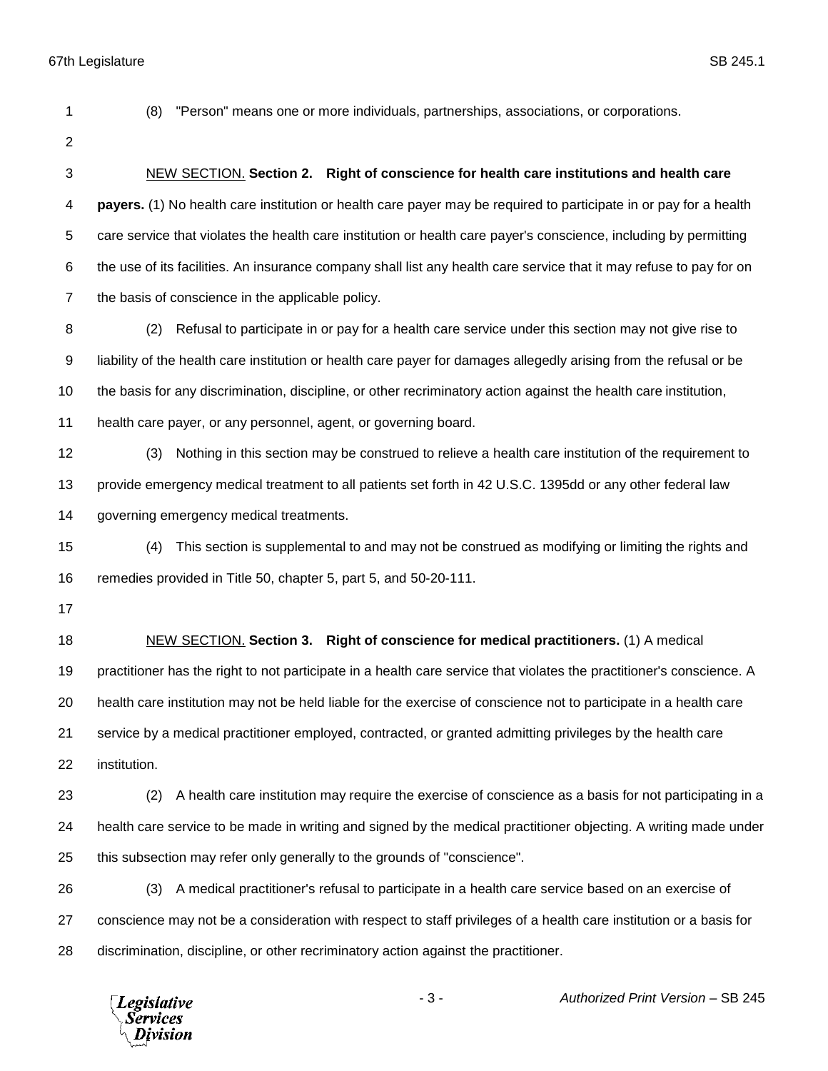(8) "Person" means one or more individuals, partnerships, associations, or corporations.

NEW SECTION. **Section 2. Right of conscience for health care institutions and health care payers.** (1) No health care institution or health care payer may be required to participate in or pay for a health care service that violates the health care institution or health care payer's conscience, including by permitting the use of its facilities. An insurance company shall list any health care service that it may refuse to pay for on the basis of conscience in the applicable policy.

(2) Refusal to participate in or pay for a health care service under this section may not give rise to liability of the health care institution or health care payer for damages allegedly arising from the refusal or be the basis for any discrimination, discipline, or other recriminatory action against the health care institution, health care payer, or any personnel, agent, or governing board.

(3) Nothing in this section may be construed to relieve a health care institution of the requirement to provide emergency medical treatment to all patients set forth in 42 U.S.C. 1395dd or any other federal law governing emergency medical treatments.

(4) This section is supplemental to and may not be construed as modifying or limiting the rights and remedies provided in Title 50, chapter 5, part 5, and 50-20-111.

NEW SECTION. **Section 3. Right of conscience for medical practitioners.** (1) A medical practitioner has the right to not participate in a health care service that violates the practitioner's conscience. A health care institution may not be held liable for the exercise of conscience not to participate in a health care service by a medical practitioner employed, contracted, or granted admitting privileges by the health care institution.

(2) A health care institution may require the exercise of conscience as a basis for not participating in a health care service to be made in writing and signed by the medical practitioner objecting. A writing made under this subsection may refer only generally to the grounds of "conscience".

(3) A medical practitioner's refusal to participate in a health care service based on an exercise of conscience may not be a consideration with respect to staff privileges of a health care institution or a basis for discrimination, discipline, or other recriminatory action against the practitioner.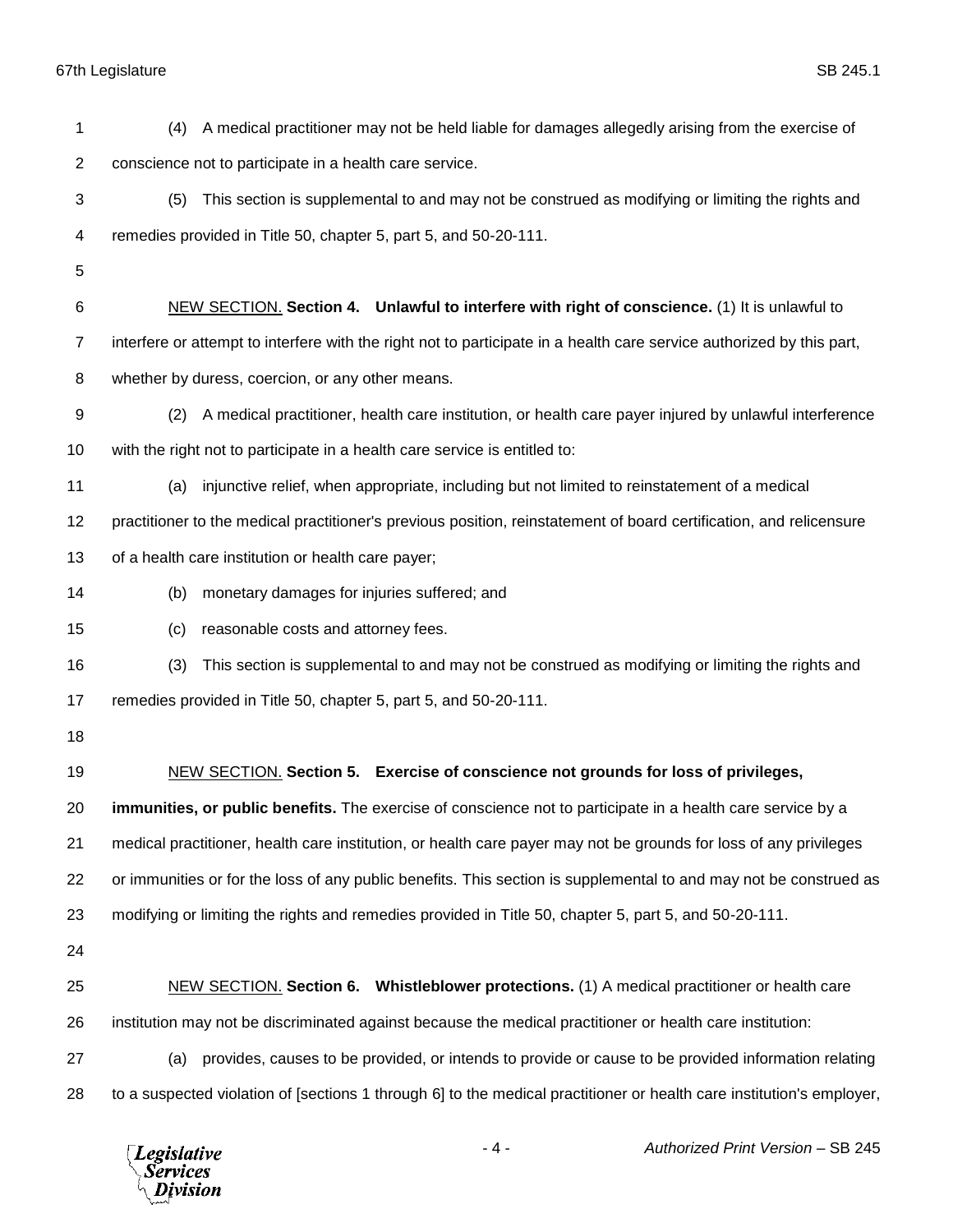(4) A medical practitioner may not be held liable for damages allegedly arising from the exercise of conscience not to participate in a health care service.

(5) This section is supplemental to and may not be construed as modifying or limiting the rights and remedies provided in Title 50, chapter 5, part 5, and 50-20-111.

NEW SECTION. **Section 4. Unlawful to interfere with right of conscience.** (1) It is unlawful to interfere or attempt to interfere with the right not to participate in a health care service authorized by this part, whether by duress, coercion, or any other means.

(2) A medical practitioner, health care institution, or health care payer injured by unlawful interference with the right not to participate in a health care service is entitled to:

(a) injunctive relief, when appropriate, including but not limited to reinstatement of a medical practitioner to the medical practitioner's previous position, reinstatement of board certification, and relicensure of a health care institution or health care payer;

(b) monetary damages for injuries suffered; and

(c) reasonable costs and attorney fees.

(3) This section is supplemental to and may not be construed as modifying or limiting the rights and remedies provided in Title 50, chapter 5, part 5, and 50-20-111.

NEW SECTION. **Section 5. Exercise of conscience not grounds for loss of privileges, immunities, or public benefits.** The exercise of conscience not to participate in a health care service by a medical practitioner, health care institution, or health care payer may not be grounds for loss of any privileges or immunities or for the loss of any public benefits. This section is supplemental to and may not be construed as modifying or limiting the rights and remedies provided in Title 50, chapter 5, part 5, and 50-20-111.

NEW SECTION. **Section 6. Whistleblower protections.** (1) A medical practitioner or health care institution may not be discriminated against because the medical practitioner or health care institution:

(a) provides, causes to be provided, or intends to provide or cause to be provided information relating to a suspected violation of [sections 1 through 6] to the medical practitioner or health care institution's employer,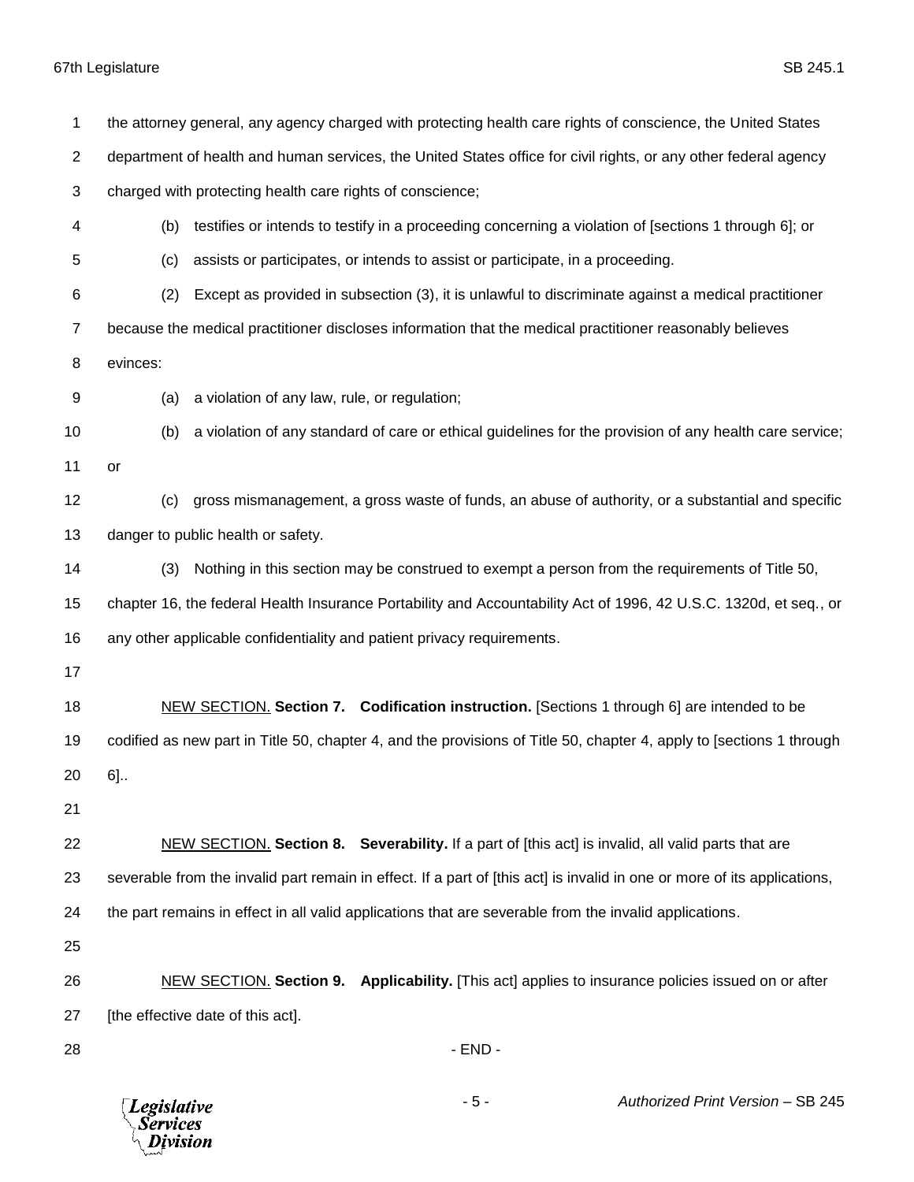the attorney general, any agency charged with protecting health care rights of conscience, the United States department of health and human services, the United States office for civil rights, or any other federal agency charged with protecting health care rights of conscience;

(b) testifies or intends to testify in a proceeding concerning a violation of [sections 1 through 6]; or

(c) assists or participates, or intends to assist or participate, in a proceeding.

(2) Except as provided in subsection (3), it is unlawful to discriminate against a medical practitioner because the medical practitioner discloses information that the medical practitioner reasonably believes evinces:

(a) a violation of any law, rule, or regulation;

(b) a violation of any standard of care or ethical guidelines for the provision of any health care service; or

(c) gross mismanagement, a gross waste of funds, an abuse of authority, or a substantial and specific danger to public health or safety.

(3) Nothing in this section may be construed to exempt a person from the requirements of Title 50, chapter 16, the federal Health Insurance Portability and Accountability Act of 1996, 42 U.S.C. 1320d, et seq., or any other applicable confidentiality and patient privacy requirements.

NEW SECTION. **Section 7. Codification instruction.** [Sections 1 through 6] are intended to be codified as new part in Title 50, chapter 4, and the provisions of Title 50, chapter 4, apply to [sections 1 through 6]..

NEW SECTION. **Section 8. Severability.** If a part of [this act] is invalid, all valid parts that are severable from the invalid part remain in effect. If a part of [this act] is invalid in one or more of its applications, the part remains in effect in all valid applications that are severable from the invalid applications.

NEW SECTION. **Section 9. Applicability.** [This act] applies to insurance policies issued on or after [the effective date of this act].

- END -